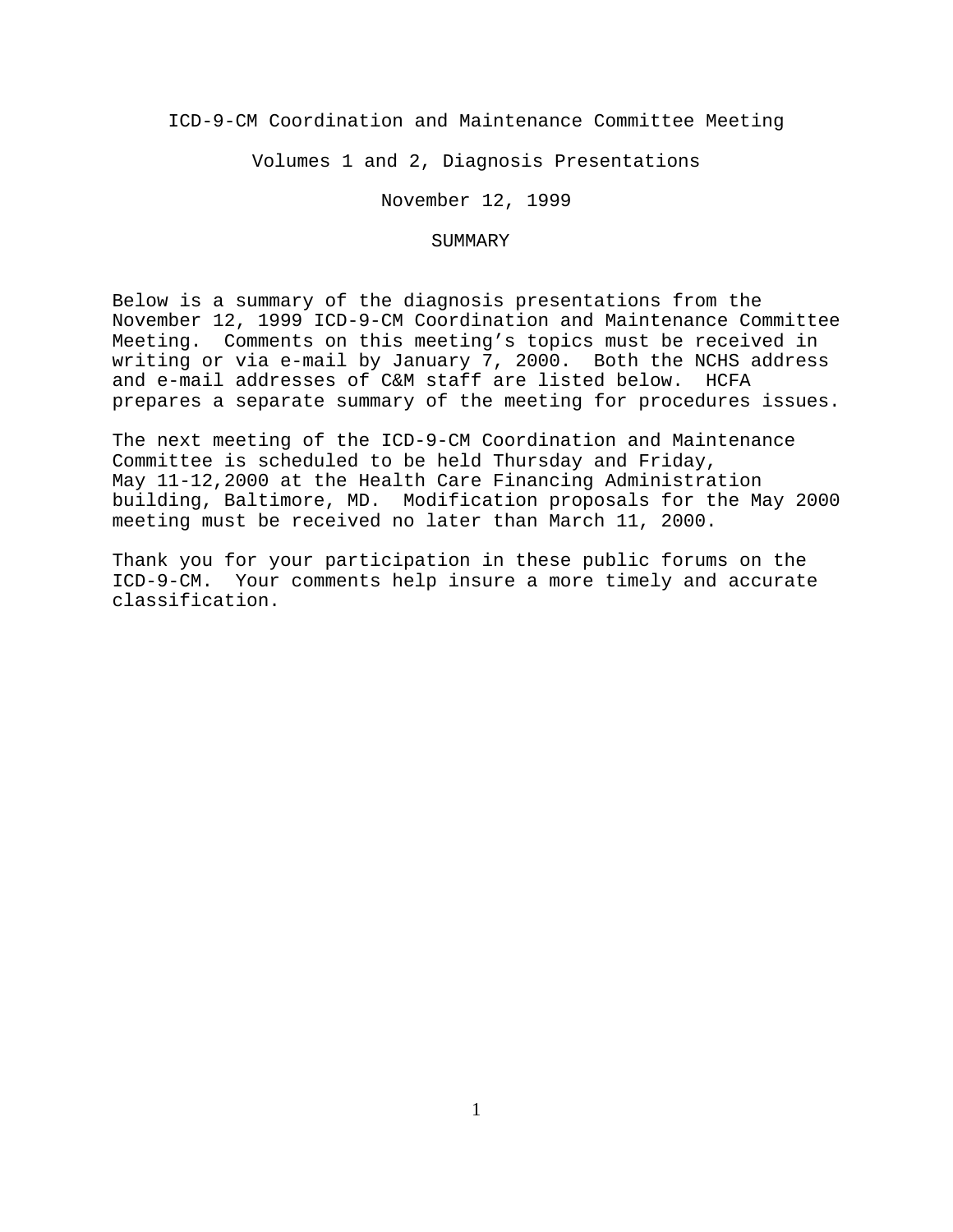# ICD-9-CM Coordination and Maintenance Committee Meeting

## Volumes 1 and 2, Diagnosis Presentations

### November 12, 1999

### SUMMARY

Below is a summary of the diagnosis presentations from the November 12, 1999 ICD-9-CM Coordination and Maintenance Committee Meeting. Comments on this meeting's topics must be received in writing or via e-mail by January 7, 2000. Both the NCHS address and e-mail addresses of C&M staff are listed below. HCFA prepares a separate summary of the meeting for procedures issues.

The next meeting of the ICD-9-CM Coordination and Maintenance Committee is scheduled to be held Thursday and Friday, May 11-12,2000 at the Health Care Financing Administration building, Baltimore, MD. Modification proposals for the May 2000 meeting must be received no later than March 11, 2000.

Thank you for your participation in these public forums on the ICD-9-CM. Your comments help insure a more timely and accurate classification.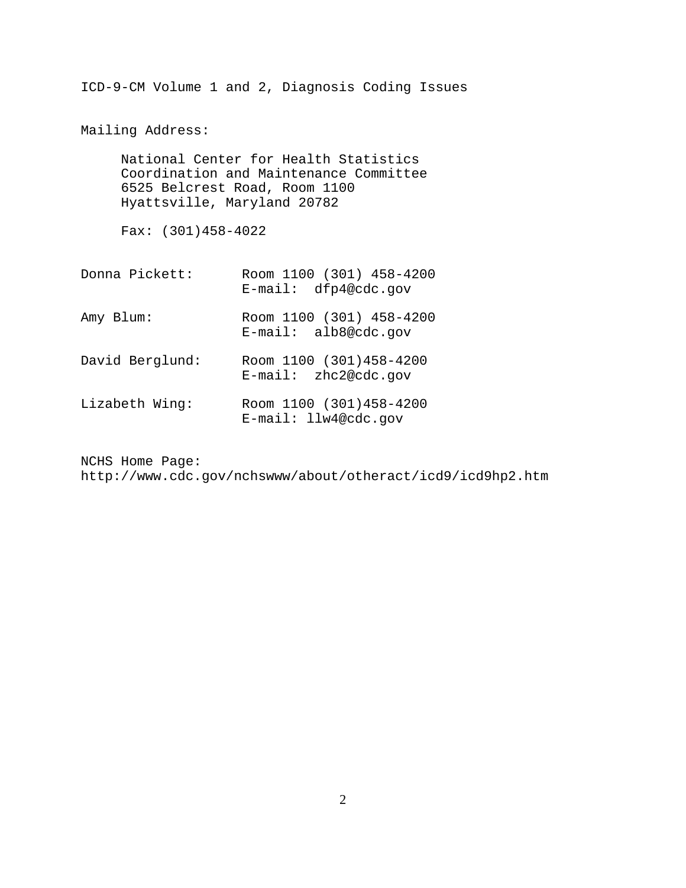ICD-9-CM Volume 1 and 2, Diagnosis Coding Issues

Mailing Address:

National Center for Health Statistics
Coordination and Maintenance Committee
6525 Belcrest Road, Room 1100
Hyattsville, Maryland 20782

Fax: (301)458-4022

| | |
|---|---|
| Donna Pickett: | Room 1100 (301) 458-4200<br>E-mail: dfp4@cdc.gov |
| Amy Blum: | Room 1100 (301) 458-4200<br>E-mail: alb8@cdc.gov |
| David Berglund: | Room 1100 (301)458-4200<br>E-mail: zhc2@cdc.gov |
| Lizabeth Wing: | Room 1100 (301)458-4200<br>E-mail: llw4@cdc.gov |

NCHS Home Page:
http://www.cdc.gov/nchswww/about/otheract/icd9/icd9hp2.htm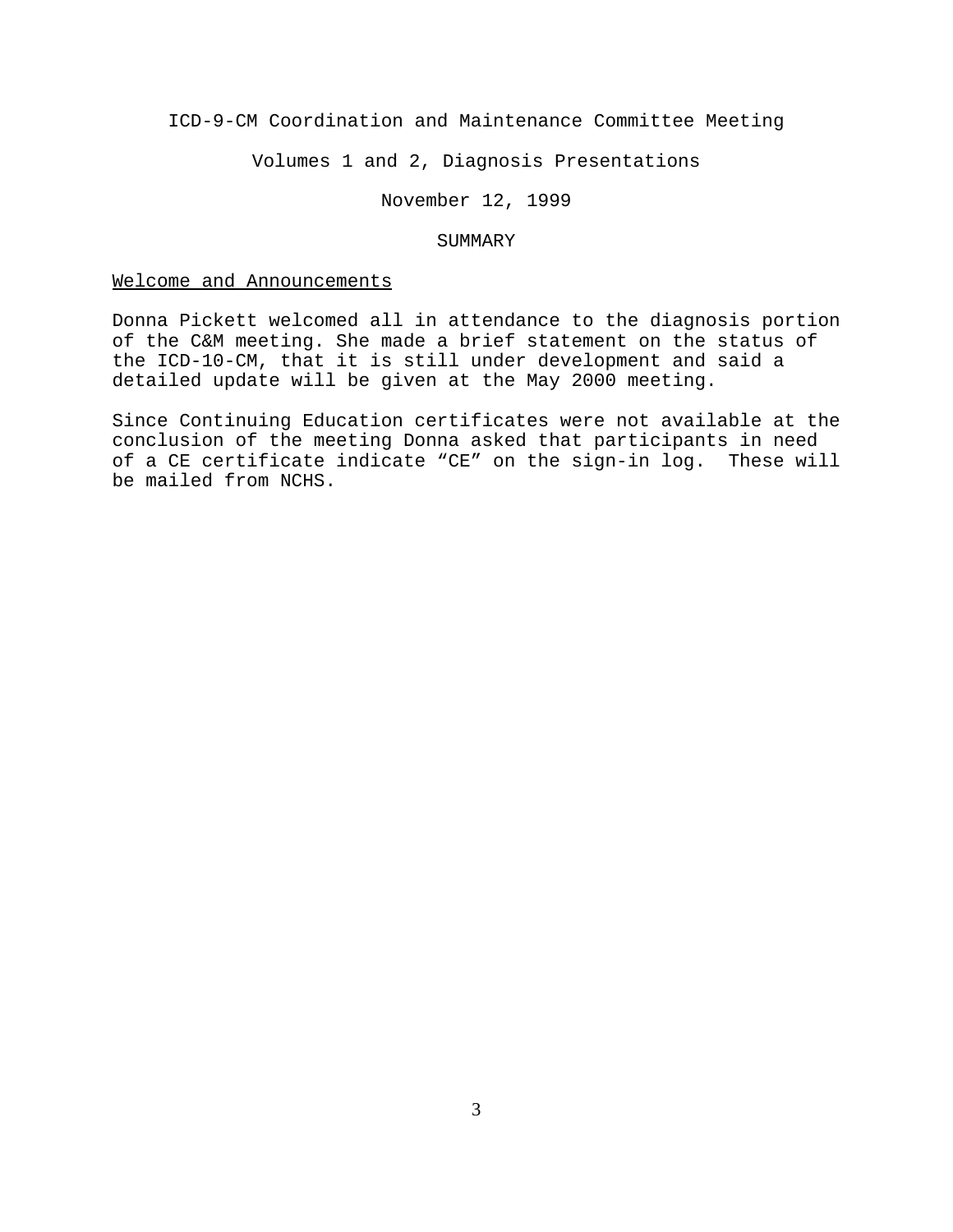ICD-9-CM Coordination and Maintenance Committee Meeting

Volumes 1 and 2, Diagnosis Presentations

November 12, 1999

SUMMARY

## Welcome and Announcements

Donna Pickett welcomed all in attendance to the diagnosis portion of the C&M meeting. She made a brief statement on the status of the ICD-10-CM, that it is still under development and said a detailed update will be given at the May 2000 meeting.

Since Continuing Education certificates were not available at the conclusion of the meeting Donna asked that participants in need of a CE certificate indicate "CE" on the sign-in log. These will be mailed from NCHS.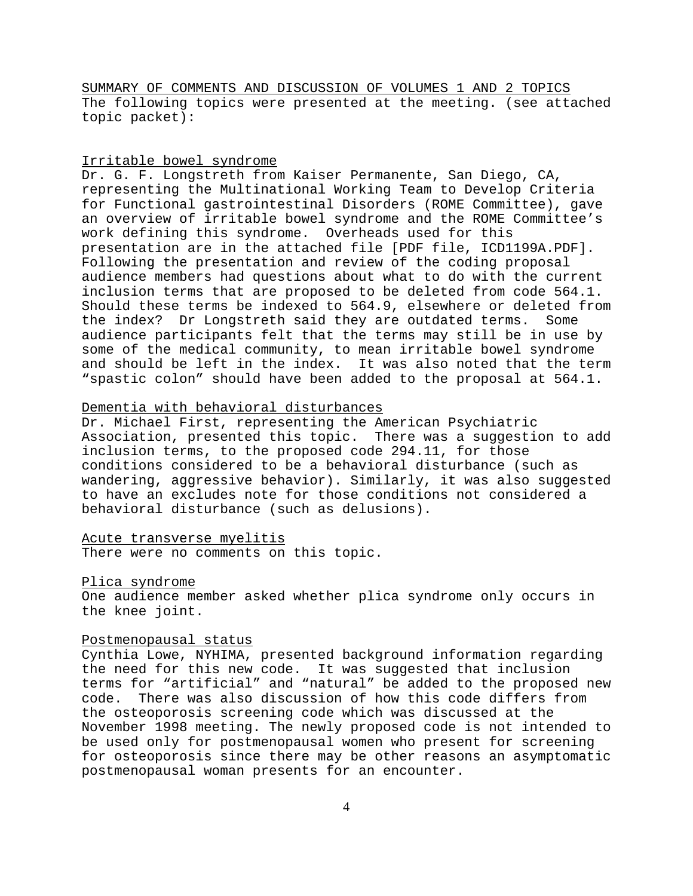<u>SUMMARY OF COMMENTS AND DISCUSSION OF VOLUMES 1 AND 2 TOPICS</u>

The following topics were presented at the meeting. (see attached topic packet):

<u>Irritable bowel syndrome</u>

Dr. G. F. Longstreth from Kaiser Permanente, San Diego, CA, representing the Multinational Working Team to Develop Criteria for Functional gastrointestinal Disorders (ROME Committee), gave an overview of irritable bowel syndrome and the ROME Committee's work defining this syndrome. Overheads used for this presentation are in the attached file [PDF file, ICD1199A.PDF]. Following the presentation and review of the coding proposal audience members had questions about what to do with the current inclusion terms that are proposed to be deleted from code 564.1. Should these terms be indexed to 564.9, elsewhere or deleted from the index? Dr Longstreth said they are outdated terms. Some audience participants felt that the terms may still be in use by some of the medical community, to mean irritable bowel syndrome and should be left in the index. It was also noted that the term "spastic colon" should have been added to the proposal at 564.1.

<u>Dementia with behavioral disturbances</u>

Dr. Michael First, representing the American Psychiatric Association, presented this topic. There was a suggestion to add inclusion terms, to the proposed code 294.11, for those conditions considered to be a behavioral disturbance (such as wandering, aggressive behavior). Similarly, it was also suggested to have an excludes note for those conditions not considered a behavioral disturbance (such as delusions).

<u>Acute transverse myelitis</u>

There were no comments on this topic.

<u>Plica syndrome</u>

One audience member asked whether plica syndrome only occurs in the knee joint.

<u>Postmenopausal status</u>

Cynthia Lowe, NYHIMA, presented background information regarding the need for this new code. It was suggested that inclusion terms for "artificial" and "natural" be added to the proposed new code. There was also discussion of how this code differs from the osteoporosis screening code which was discussed at the November 1998 meeting. The newly proposed code is not intended to be used only for postmenopausal women who present for screening for osteoporosis since there may be other reasons an asymptomatic postmenopausal woman presents for an encounter.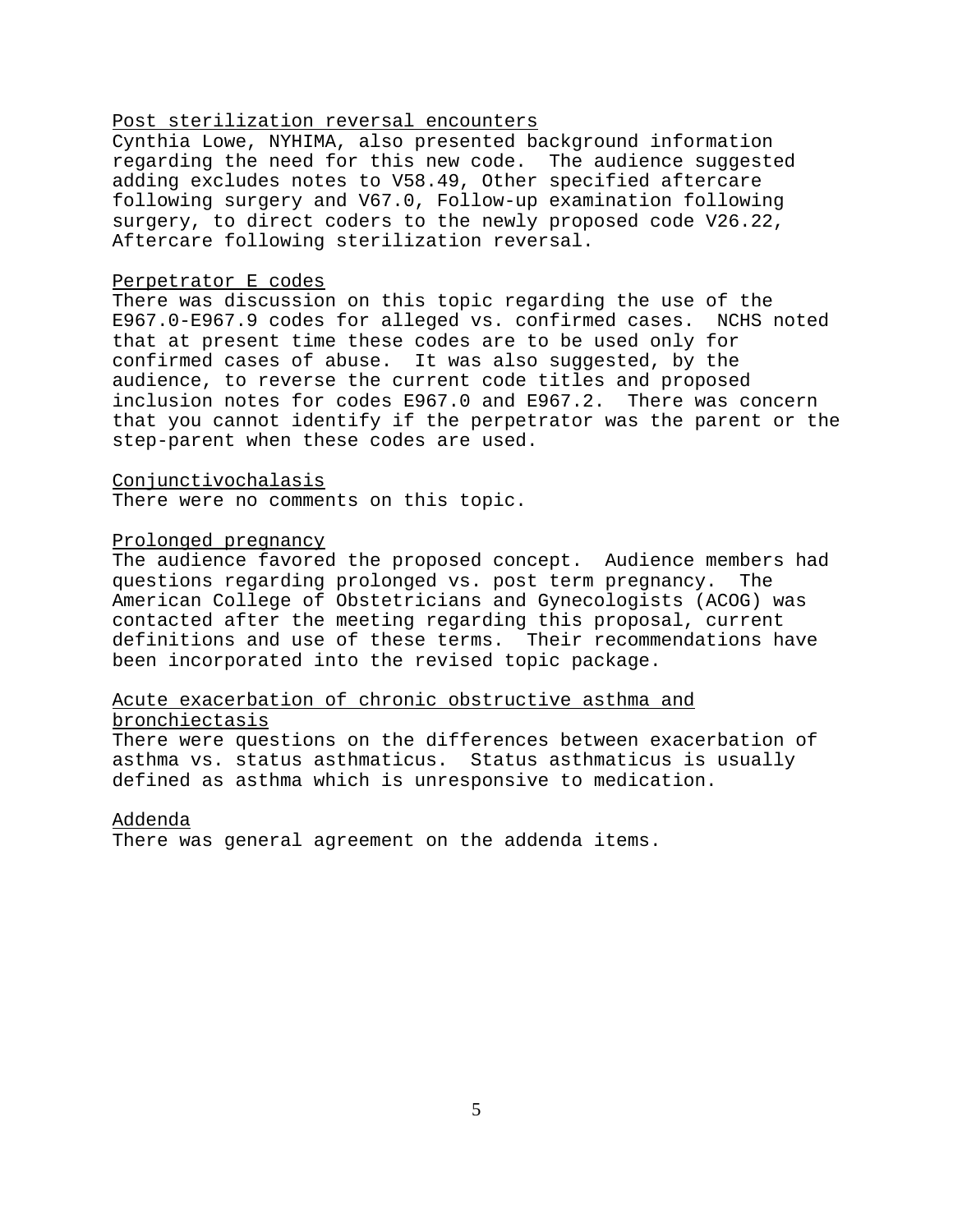Post sterilization reversal encounters

Cynthia Lowe, NYHIMA, also presented background information regarding the need for this new code. The audience suggested adding excludes notes to V58.49, Other specified aftercare following surgery and V67.0, Follow-up examination following surgery, to direct coders to the newly proposed code V26.22, Aftercare following sterilization reversal.

Perpetrator E codes

There was discussion on this topic regarding the use of the E967.0-E967.9 codes for alleged vs. confirmed cases. NCHS noted that at present time these codes are to be used only for confirmed cases of abuse. It was also suggested, by the audience, to reverse the current code titles and proposed inclusion notes for codes E967.0 and E967.2. There was concern that you cannot identify if the perpetrator was the parent or the step-parent when these codes are used.

Conjunctivochalasis

There were no comments on this topic.

Prolonged pregnancy

The audience favored the proposed concept. Audience members had questions regarding prolonged vs. post term pregnancy. The American College of Obstetricians and Gynecologists (ACOG) was contacted after the meeting regarding this proposal, current definitions and use of these terms. Their recommendations have been incorporated into the revised topic package.

Acute exacerbation of chronic obstructive asthma and bronchiectasis

There were questions on the differences between exacerbation of asthma vs. status asthmaticus. Status asthmaticus is usually defined as asthma which is unresponsive to medication.

Addenda

There was general agreement on the addenda items.